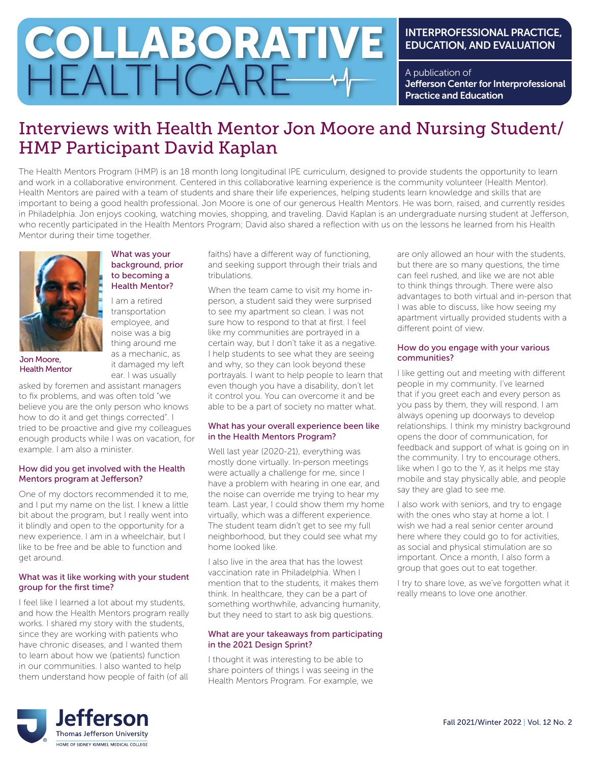# COLLABORATIVE HEALTHCARE

INTERPROFESSIONAL PRACTICE, EDUCATION, AND EVALUATION

A publication of **Jefferson Center for Interprofessional Practice and Education**

## Interviews with Health Mentor Jon Moore and Nursing Student/ HMP Participant David Kaplan

The Health Mentors Program (HMP) is an 18 month long longitudinal IPE curriculum, designed to provide students the opportunity to learn and work in a collaborative environment. Centered in this collaborative learning experience is the community volunteer (Health Mentor). Health Mentors are paired with a team of students and share their life experiences, helping students learn knowledge and skills that are important to being a good health professional. Jon Moore is one of our generous Health Mentors. He was born, raised, and currently resides in Philadelphia. Jon enjoys cooking, watching movies, shopping, and traveling. David Kaplan is an undergraduate nursing student at Jefferson, who recently participated in the Health Mentors Program; David also shared a reflection with us on the lessons he learned from his Health Mentor during their time together.

Jon Moore, Health Mentor

### What was your background, prior to becoming a Health Mentor?

I am a retired transportation employee, and noise was a big thing around me as a mechanic, as it damaged my left ear. I was usually asked by foremen and assistant managers to fix problems, and was often told "we believe you are the only person who knows how to do it and get things corrected". I tried to be proactive and give my colleagues enough products while I was on vacation, for example. I am also a minister.

### How did you get involved with the Health Mentors program at Jefferson?

One of my doctors recommended it to me, and I put my name on the list. I knew a little bit about the program, but I really went into it blindly and open to the opportunity for a new experience. I am in a wheelchair, but I like to be free and be able to function and get around.

### What was it like working with your student group for the first time?

I feel like I learned a lot about my students, and how the Health Mentors program really works. I shared my story with the students, since they are working with patients who have chronic diseases, and I wanted them to learn about how we (patients) function in our communities. I also wanted to help them understand how people of faith (of all faiths) have a different way of functioning, and seeking support through their trials and tribulations.

When the team came to visit my home in-person, a student said they were surprised to see my apartment so clean. I was not sure how to respond to that at first. I feel like my communities are portrayed in a certain way, but I don't take it as a negative. I help students to see what they are seeing and why, so they can look beyond these portrayals. I want to help people to learn that even though you have a disability, don't let it control you. You can overcome it and be able to be a part of society no matter what.

### What has your overall experience been like in the Health Mentors Program?

Well last year (2020-21), everything was mostly done virtually. In-person meetings were a challenge for me, since I have a problem with hearing in one ear, and the noise can override me trying to hear my team. Last year, I could show them my home virtually, which was a different experience. The student team didn't get to see my full neighborhood, but they could see what my home looked like.

I also live in the area that has the lowest vaccination rate in Philadelphia. When I mention that to the students, it makes them think. In healthcare, they can be a part of something worthwhile, advancing humanity, but they need to start to ask big questions.

### What are your takeaways from participating in the 2021 Design Sprint?

I thought it was interesting to be able to share pointers of things I was seeing in the Health Mentors Program. For example, we are only allowed an hour with the students, but there are so many questions, the time can feel rushed, and like we are not able to think things through. There were also advantages to both virtual and in-person that I was able to discuss, like how seeing my apartment virtually provided students with a different point of view.

### How do you engage with your various communities?

I like getting out and meeting with different people in my community. I've learned that if you greet each and every person as you pass by them, they will respond. I am always opening up doorways to develop relationships. I think my ministry background opens the door of communication, for feedback and support of what is going on in the community. I try to encourage others, like when I go to the Y, as it helps me stay mobile and stay physically able, and people say they are glad to see me.

I also work with seniors, and try to engage with the ones who stay at home a lot. I wish we had a real senior center around here where they could go to for activities, as social and physical stimulation are so important. Once a month, I also form a group that goes out to eat together.

I try to share love, as we've forgotten what it really means to love one another.

Jefferson
Thomas Jefferson University
HOME OF SIDNEY KIMMEL MEDICAL COLLEGE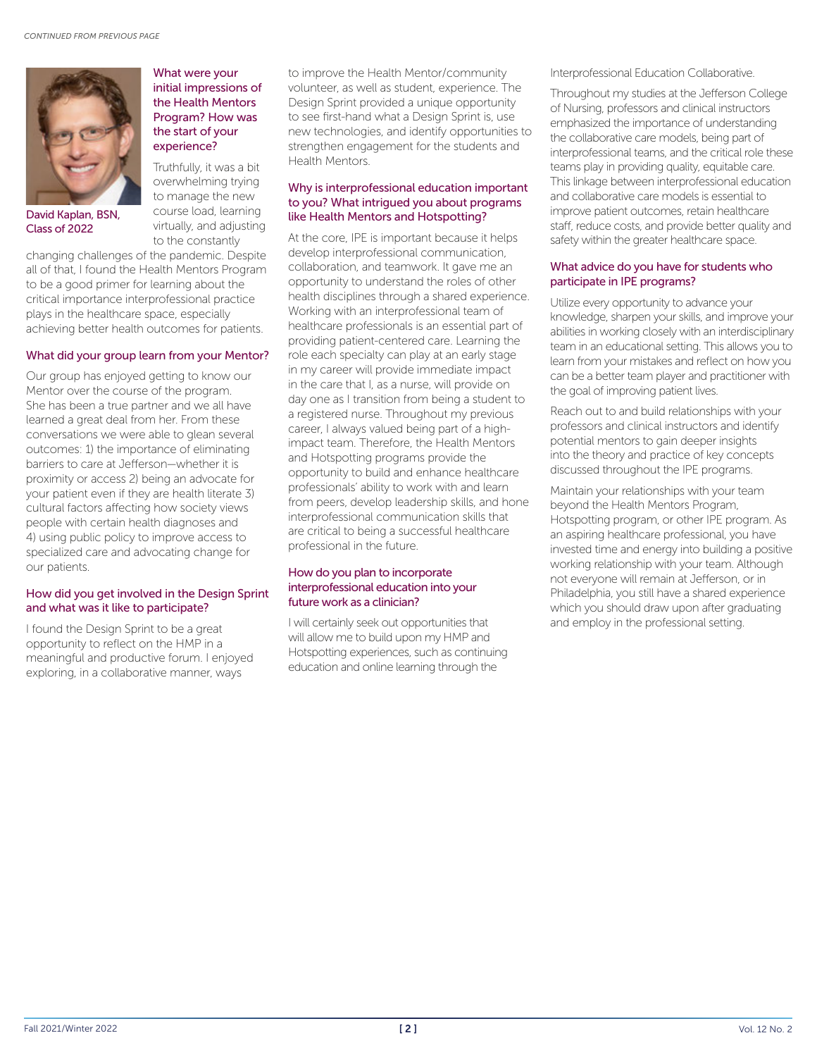*CONTINUED FROM PREVIOUS PAGE*

David Kaplan, BSN, Class of 2022

### What were your initial impressions of the Health Mentors Program? How was the start of your experience?

Truthfully, it was a bit overwhelming trying to manage the new course load, learning virtually, and adjusting to the constantly changing challenges of the pandemic. Despite all of that, I found the Health Mentors Program to be a good primer for learning about the critical importance interprofessional practice plays in the healthcare space, especially achieving better health outcomes for patients.

### What did your group learn from your Mentor?

Our group has enjoyed getting to know our Mentor over the course of the program. She has been a true partner and we all have learned a great deal from her. From these conversations we were able to glean several outcomes: 1) the importance of eliminating barriers to care at Jefferson—whether it is proximity or access 2) being an advocate for your patient even if they are health literate 3) cultural factors affecting how society views people with certain health diagnoses and 4) using public policy to improve access to specialized care and advocating change for our patients.

### How did you get involved in the Design Sprint and what was it like to participate?

I found the Design Sprint to be a great opportunity to reflect on the HMP in a meaningful and productive forum. I enjoyed exploring, in a collaborative manner, ways to improve the Health Mentor/community volunteer, as well as student, experience. The Design Sprint provided a unique opportunity to see first-hand what a Design Sprint is, use new technologies, and identify opportunities to strengthen engagement for the students and Health Mentors.

### Why is interprofessional education important to you? What intrigued you about programs like Health Mentors and Hotspotting?

At the core, IPE is important because it helps develop interprofessional communication, collaboration, and teamwork. It gave me an opportunity to understand the roles of other health disciplines through a shared experience. Working with an interprofessional team of healthcare professionals is an essential part of providing patient-centered care. Learning the role each specialty can play at an early stage in my career will provide immediate impact in the care that I, as a nurse, will provide on day one as I transition from being a student to a registered nurse. Throughout my previous career, I always valued being part of a high-impact team. Therefore, the Health Mentors and Hotspotting programs provide the opportunity to build and enhance healthcare professionals' ability to work with and learn from peers, develop leadership skills, and hone interprofessional communication skills that are critical to being a successful healthcare professional in the future.

### How do you plan to incorporate interprofessional education into your future work as a clinician?

I will certainly seek out opportunities that will allow me to build upon my HMP and Hotspotting experiences, such as continuing education and online learning through the Interprofessional Education Collaborative.

Throughout my studies at the Jefferson College of Nursing, professors and clinical instructors emphasized the importance of understanding the collaborative care models, being part of interprofessional teams, and the critical role these teams play in providing quality, equitable care. This linkage between interprofessional education and collaborative care models is essential to improve patient outcomes, retain healthcare staff, reduce costs, and provide better quality and safety within the greater healthcare space.

### What advice do you have for students who participate in IPE programs?

Utilize every opportunity to advance your knowledge, sharpen your skills, and improve your abilities in working closely with an interdisciplinary team in an educational setting. This allows you to learn from your mistakes and reflect on how you can be a better team player and practitioner with the goal of improving patient lives.

Reach out to and build relationships with your professors and clinical instructors and identify potential mentors to gain deeper insights into the theory and practice of key concepts discussed throughout the IPE programs.

Maintain your relationships with your team beyond the Health Mentors Program, Hotspotting program, or other IPE program. As an aspiring healthcare professional, you have invested time and energy into building a positive working relationship with your team. Although not everyone will remain at Jefferson, or in Philadelphia, you still have a shared experience which you should draw upon after graduating and employ in the professional setting.